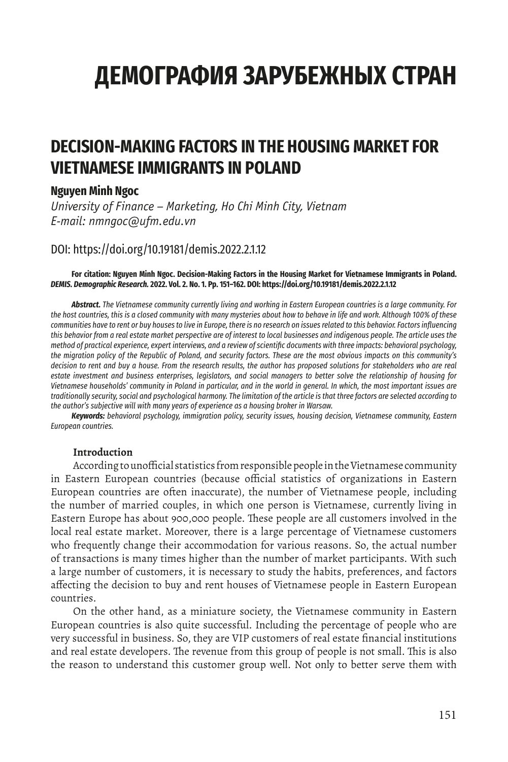# ДЕМОГРАФИЯ ЗАРУБЕЖНЫХ СТРАН

## DECISION-MAKING FACTORS IN THE HOUSING MARKET FOR VIETNAMESE IMMIGRANTS IN POLAND

**Nguyen Minh Ngoc**

*University of Finance – Marketing, Ho Chi Minh City, Vietnam*
*E-mail: nmngoc@ufm.edu.vn*

DOI: https://doi.org/10.19181/demis.2022.2.1.12

**For citation: Nguyen Minh Ngoc. Decision-Making Factors in the Housing Market for Vietnamese Immigrants in Poland. *DEMIS. Demographic Research.* 2022. Vol. 2. No. 1. Pp. 151–162. DOI: https://doi.org/10.19181/demis.2022.2.1.12**

***Abstract.*** *The Vietnamese community currently living and working in Eastern European countries is a large community. For the host countries, this is a closed community with many mysteries about how to behave in life and work. Although 100% of these communities have to rent or buy houses to live in Europe, there is no research on issues related to this behavior. Factors influencing this behavior from a real estate market perspective are of interest to local businesses and indigenous people. The article uses the method of practical experience, expert interviews, and a review of scientific documents with three impacts: behavioral psychology, the migration policy of the Republic of Poland, and security factors. These are the most obvious impacts on this community's decision to rent and buy a house. From the research results, the author has proposed solutions for stakeholders who are real estate investment and business enterprises, legislators, and social managers to better solve the relationship of housing for Vietnamese households' community in Poland in particular, and in the world in general. In which, the most important issues are traditionally security, social and psychological harmony. The limitation of the article is that three factors are selected according to the author's subjective will with many years of experience as a housing broker in Warsaw.*

***Keywords:*** *behavioral psychology, immigration policy, security issues, housing decision, Vietnamese community, Eastern European countries.*

### Introduction

According to unofficial statistics from responsible people in the Vietnamese community in Eastern European countries (because official statistics of organizations in Eastern European countries are often inaccurate), the number of Vietnamese people, including the number of married couples, in which one person is Vietnamese, currently living in Eastern Europe has about 900,000 people. These people are all customers involved in the local real estate market. Moreover, there is a large percentage of Vietnamese customers who frequently change their accommodation for various reasons. So, the actual number of transactions is many times higher than the number of market participants. With such a large number of customers, it is necessary to study the habits, preferences, and factors affecting the decision to buy and rent houses of Vietnamese people in Eastern European countries.

On the other hand, as a miniature society, the Vietnamese community in Eastern European countries is also quite successful. Including the percentage of people who are very successful in business. So, they are VIP customers of real estate financial institutions and real estate developers. The revenue from this group of people is not small. This is also the reason to understand this customer group well. Not only to better serve them with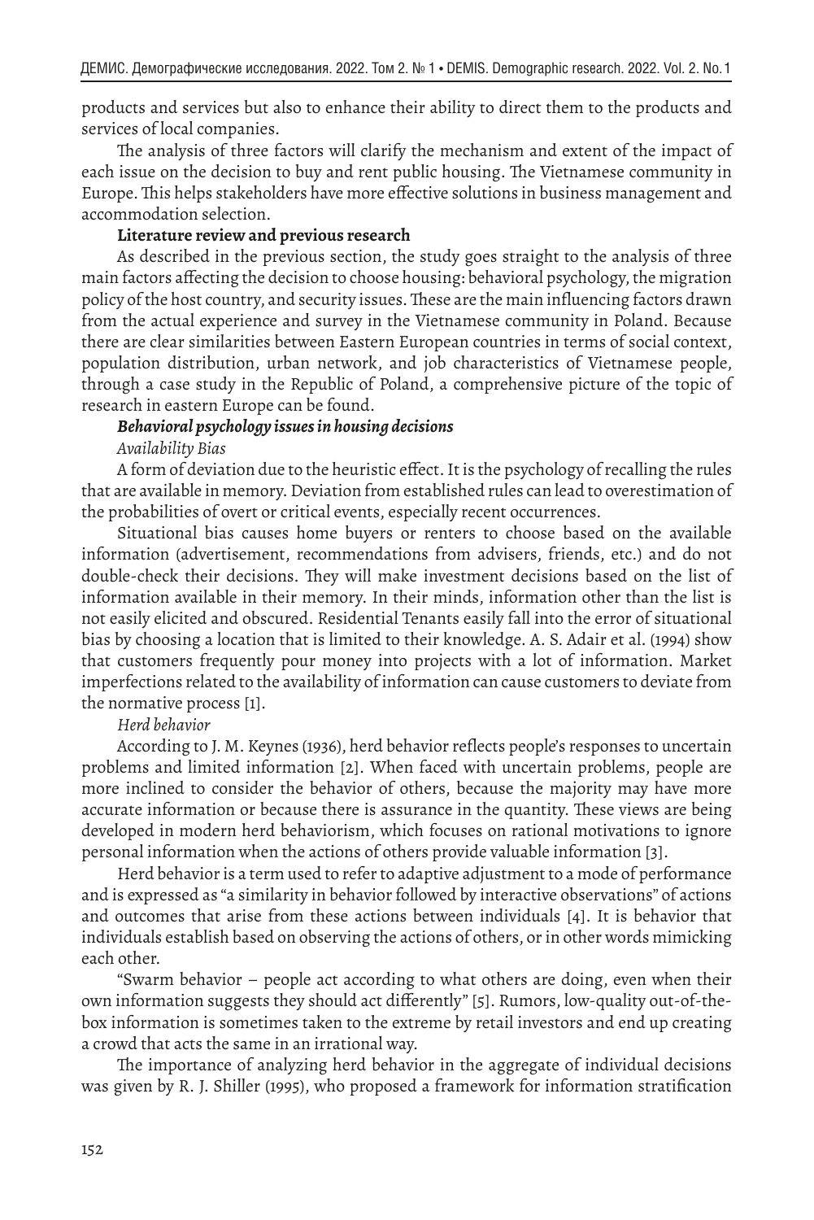products and services but also to enhance their ability to direct them to the products and services of local companies.

The analysis of three factors will clarify the mechanism and extent of the impact of each issue on the decision to buy and rent public housing. The Vietnamese community in Europe. This helps stakeholders have more effective solutions in business management and accommodation selection.

**Literature review and previous research**

As described in the previous section, the study goes straight to the analysis of three main factors affecting the decision to choose housing: behavioral psychology, the migration policy of the host country, and security issues. These are the main influencing factors drawn from the actual experience and survey in the Vietnamese community in Poland. Because there are clear similarities between Eastern European countries in terms of social context, population distribution, urban network, and job characteristics of Vietnamese people, through a case study in the Republic of Poland, a comprehensive picture of the topic of research in eastern Europe can be found.

***Behavioral psychology issues in housing decisions***

*Availability Bias*

A form of deviation due to the heuristic effect. It is the psychology of recalling the rules that are available in memory. Deviation from established rules can lead to overestimation of the probabilities of overt or critical events, especially recent occurrences.

Situational bias causes home buyers or renters to choose based on the available information (advertisement, recommendations from advisers, friends, etc.) and do not double-check their decisions. They will make investment decisions based on the list of information available in their memory. In their minds, information other than the list is not easily elicited and obscured. Residential Tenants easily fall into the error of situational bias by choosing a location that is limited to their knowledge. A. S. Adair et al. (1994) show that customers frequently pour money into projects with a lot of information. Market imperfections related to the availability of information can cause customers to deviate from the normative process [1].

*Herd behavior*

According to J. M. Keynes (1936), herd behavior reflects people's responses to uncertain problems and limited information [2]. When faced with uncertain problems, people are more inclined to consider the behavior of others, because the majority may have more accurate information or because there is assurance in the quantity. These views are being developed in modern herd behaviorism, which focuses on rational motivations to ignore personal information when the actions of others provide valuable information [3].

Herd behavior is a term used to refer to adaptive adjustment to a mode of performance and is expressed as "a similarity in behavior followed by interactive observations" of actions and outcomes that arise from these actions between individuals [4]. It is behavior that individuals establish based on observing the actions of others, or in other words mimicking each other.

"Swarm behavior – people act according to what others are doing, even when their own information suggests they should act differently" [5]. Rumors, low-quality out-of-the-box information is sometimes taken to the extreme by retail investors and end up creating a crowd that acts the same in an irrational way.

The importance of analyzing herd behavior in the aggregate of individual decisions was given by R. J. Shiller (1995), who proposed a framework for information stratification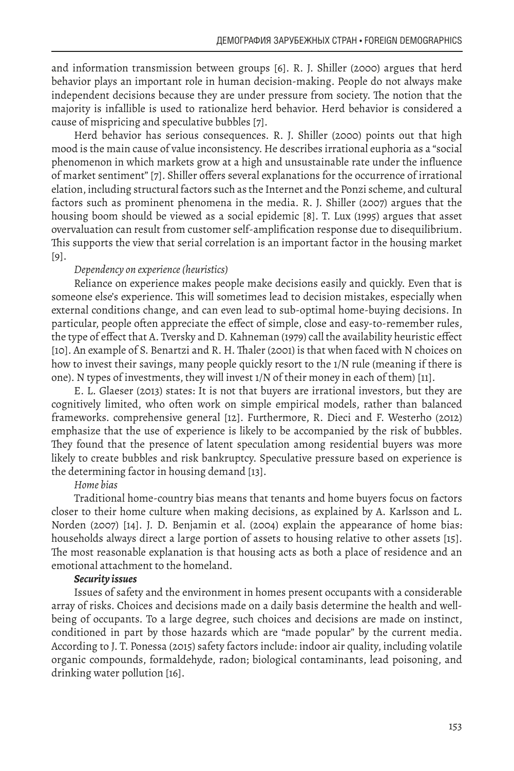and information transmission between groups [6]. R. J. Shiller (2000) argues that herd behavior plays an important role in human decision-making. People do not always make independent decisions because they are under pressure from society. The notion that the majority is infallible is used to rationalize herd behavior. Herd behavior is considered a cause of mispricing and speculative bubbles [7].

Herd behavior has serious consequences. R. J. Shiller (2000) points out that high mood is the main cause of value inconsistency. He describes irrational euphoria as a "social phenomenon in which markets grow at a high and unsustainable rate under the influence of market sentiment" [7]. Shiller offers several explanations for the occurrence of irrational elation, including structural factors such as the Internet and the Ponzi scheme, and cultural factors such as prominent phenomena in the media. R. J. Shiller (2007) argues that the housing boom should be viewed as a social epidemic [8]. T. Lux (1995) argues that asset overvaluation can result from customer self-amplification response due to disequilibrium. This supports the view that serial correlation is an important factor in the housing market [9].

*Dependency on experience (heuristics)*

Reliance on experience makes people make decisions easily and quickly. Even that is someone else's experience. This will sometimes lead to decision mistakes, especially when external conditions change, and can even lead to sub-optimal home-buying decisions. In particular, people often appreciate the effect of simple, close and easy-to-remember rules, the type of effect that A. Tversky and D. Kahneman (1979) call the availability heuristic effect [10]. An example of S. Benartzi and R. H. Thaler (2001) is that when faced with N choices on how to invest their savings, many people quickly resort to the 1/N rule (meaning if there is one). N types of investments, they will invest 1/N of their money in each of them) [11].

E. L. Glaeser (2013) states: It is not that buyers are irrational investors, but they are cognitively limited, who often work on simple empirical models, rather than balanced frameworks. comprehensive general [12]. Furthermore, R. Dieci and F. Westerho (2012) emphasize that the use of experience is likely to be accompanied by the risk of bubbles. They found that the presence of latent speculation among residential buyers was more likely to create bubbles and risk bankruptcy. Speculative pressure based on experience is the determining factor in housing demand [13].

*Home bias*

Traditional home-country bias means that tenants and home buyers focus on factors closer to their home culture when making decisions, as explained by A. Karlsson and L. Norden (2007) [14]. J. D. Benjamin et al. (2004) explain the appearance of home bias: households always direct a large portion of assets to housing relative to other assets [15]. The most reasonable explanation is that housing acts as both a place of residence and an emotional attachment to the homeland.

***Security issues***

Issues of safety and the environment in homes present occupants with a considerable array of risks. Choices and decisions made on a daily basis determine the health and well-being of occupants. To a large degree, such choices and decisions are made on instinct, conditioned in part by those hazards which are "made popular" by the current media. According to J. T. Ponessa (2015) safety factors include: indoor air quality, including volatile organic compounds, formaldehyde, radon; biological contaminants, lead poisoning, and drinking water pollution [16].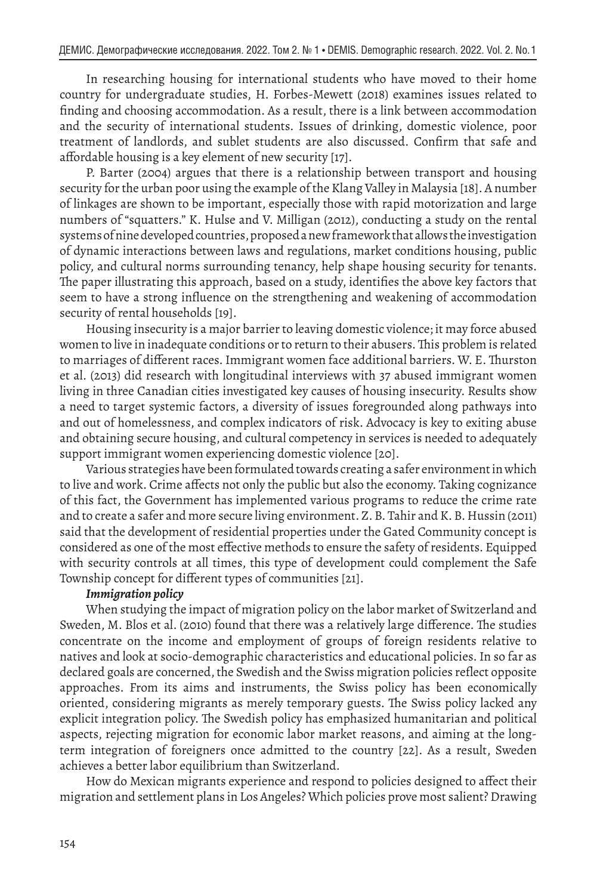In researching housing for international students who have moved to their home country for undergraduate studies, H. Forbes-Mewett (2018) examines issues related to finding and choosing accommodation. As a result, there is a link between accommodation and the security of international students. Issues of drinking, domestic violence, poor treatment of landlords, and sublet students are also discussed. Confirm that safe and affordable housing is a key element of new security [17].

P. Barter (2004) argues that there is a relationship between transport and housing security for the urban poor using the example of the Klang Valley in Malaysia [18]. A number of linkages are shown to be important, especially those with rapid motorization and large numbers of "squatters." K. Hulse and V. Milligan (2012), conducting a study on the rental systems of nine developed countries, proposed a new framework that allows the investigation of dynamic interactions between laws and regulations, market conditions housing, public policy, and cultural norms surrounding tenancy, help shape housing security for tenants. The paper illustrating this approach, based on a study, identifies the above key factors that seem to have a strong influence on the strengthening and weakening of accommodation security of rental households [19].

Housing insecurity is a major barrier to leaving domestic violence; it may force abused women to live in inadequate conditions or to return to their abusers. This problem is related to marriages of different races. Immigrant women face additional barriers. W. E. Thurston et al. (2013) did research with longitudinal interviews with 37 abused immigrant women living in three Canadian cities investigated key causes of housing insecurity. Results show a need to target systemic factors, a diversity of issues foregrounded along pathways into and out of homelessness, and complex indicators of risk. Advocacy is key to exiting abuse and obtaining secure housing, and cultural competency in services is needed to adequately support immigrant women experiencing domestic violence [20].

Various strategies have been formulated towards creating a safer environment in which to live and work. Crime affects not only the public but also the economy. Taking cognizance of this fact, the Government has implemented various programs to reduce the crime rate and to create a safer and more secure living environment. Z. B. Tahir and K. B. Hussin (2011) said that the development of residential properties under the Gated Community concept is considered as one of the most effective methods to ensure the safety of residents. Equipped with security controls at all times, this type of development could complement the Safe Township concept for different types of communities [21].

***Immigration policy***

When studying the impact of migration policy on the labor market of Switzerland and Sweden, M. Blos et al. (2010) found that there was a relatively large difference. The studies concentrate on the income and employment of groups of foreign residents relative to natives and look at socio-demographic characteristics and educational policies. In so far as declared goals are concerned, the Swedish and the Swiss migration policies reflect opposite approaches. From its aims and instruments, the Swiss policy has been economically oriented, considering migrants as merely temporary guests. The Swiss policy lacked any explicit integration policy. The Swedish policy has emphasized humanitarian and political aspects, rejecting migration for economic labor market reasons, and aiming at the long-term integration of foreigners once admitted to the country [22]. As a result, Sweden achieves a better labor equilibrium than Switzerland.

How do Mexican migrants experience and respond to policies designed to affect their migration and settlement plans in Los Angeles? Which policies prove most salient? Drawing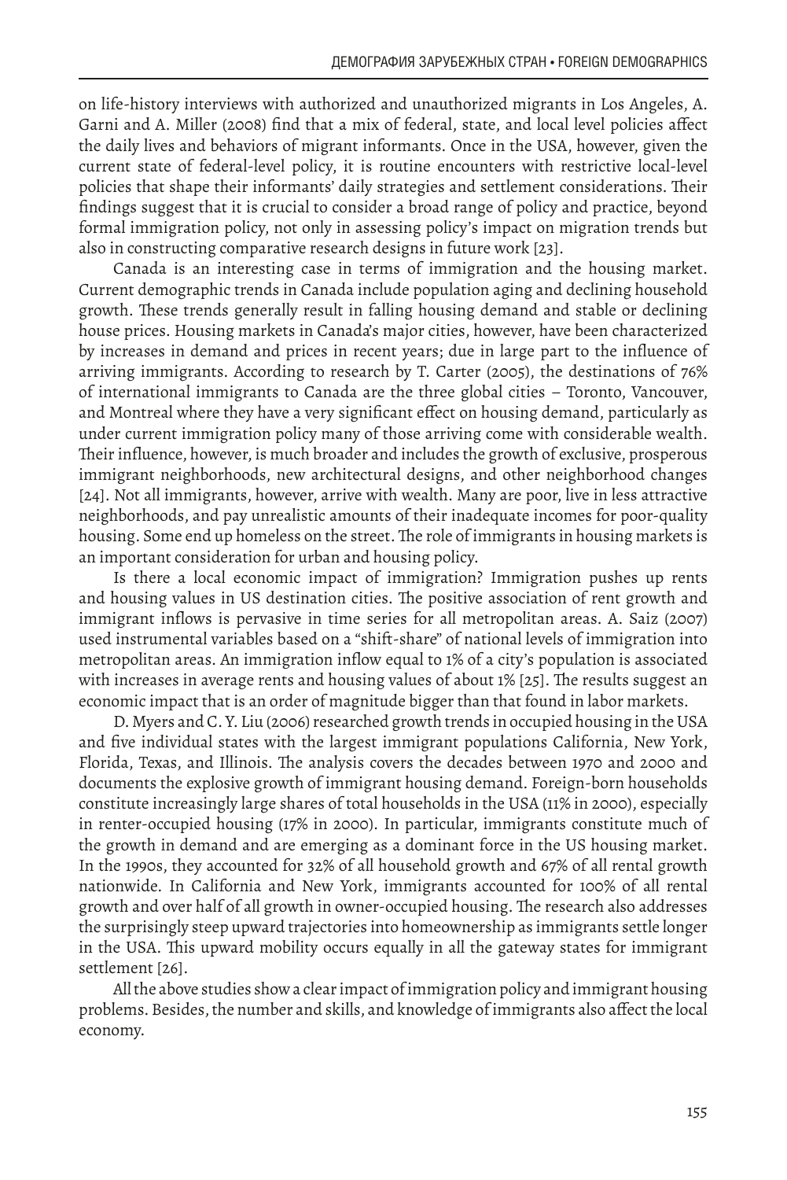on life-history interviews with authorized and unauthorized migrants in Los Angeles, A. Garni and A. Miller (2008) find that a mix of federal, state, and local level policies affect the daily lives and behaviors of migrant informants. Once in the USA, however, given the current state of federal-level policy, it is routine encounters with restrictive local-level policies that shape their informants' daily strategies and settlement considerations. Their findings suggest that it is crucial to consider a broad range of policy and practice, beyond formal immigration policy, not only in assessing policy's impact on migration trends but also in constructing comparative research designs in future work [23].

Canada is an interesting case in terms of immigration and the housing market. Current demographic trends in Canada include population aging and declining household growth. These trends generally result in falling housing demand and stable or declining house prices. Housing markets in Canada's major cities, however, have been characterized by increases in demand and prices in recent years; due in large part to the influence of arriving immigrants. According to research by T. Carter (2005), the destinations of 76% of international immigrants to Canada are the three global cities – Toronto, Vancouver, and Montreal where they have a very significant effect on housing demand, particularly as under current immigration policy many of those arriving come with considerable wealth. Their influence, however, is much broader and includes the growth of exclusive, prosperous immigrant neighborhoods, new architectural designs, and other neighborhood changes [24]. Not all immigrants, however, arrive with wealth. Many are poor, live in less attractive neighborhoods, and pay unrealistic amounts of their inadequate incomes for poor-quality housing. Some end up homeless on the street. The role of immigrants in housing markets is an important consideration for urban and housing policy.

Is there a local economic impact of immigration? Immigration pushes up rents and housing values in US destination cities. The positive association of rent growth and immigrant inflows is pervasive in time series for all metropolitan areas. A. Saiz (2007) used instrumental variables based on a "shift-share" of national levels of immigration into metropolitan areas. An immigration inflow equal to 1% of a city's population is associated with increases in average rents and housing values of about 1% [25]. The results suggest an economic impact that is an order of magnitude bigger than that found in labor markets.

D. Myers and C. Y. Liu (2006) researched growth trends in occupied housing in the USA and five individual states with the largest immigrant populations California, New York, Florida, Texas, and Illinois. The analysis covers the decades between 1970 and 2000 and documents the explosive growth of immigrant housing demand. Foreign-born households constitute increasingly large shares of total households in the USA (11% in 2000), especially in renter-occupied housing (17% in 2000). In particular, immigrants constitute much of the growth in demand and are emerging as a dominant force in the US housing market. In the 1990s, they accounted for 32% of all household growth and 67% of all rental growth nationwide. In California and New York, immigrants accounted for 100% of all rental growth and over half of all growth in owner-occupied housing. The research also addresses the surprisingly steep upward trajectories into homeownership as immigrants settle longer in the USA. This upward mobility occurs equally in all the gateway states for immigrant settlement [26].

All the above studies show a clear impact of immigration policy and immigrant housing problems. Besides, the number and skills, and knowledge of immigrants also affect the local economy.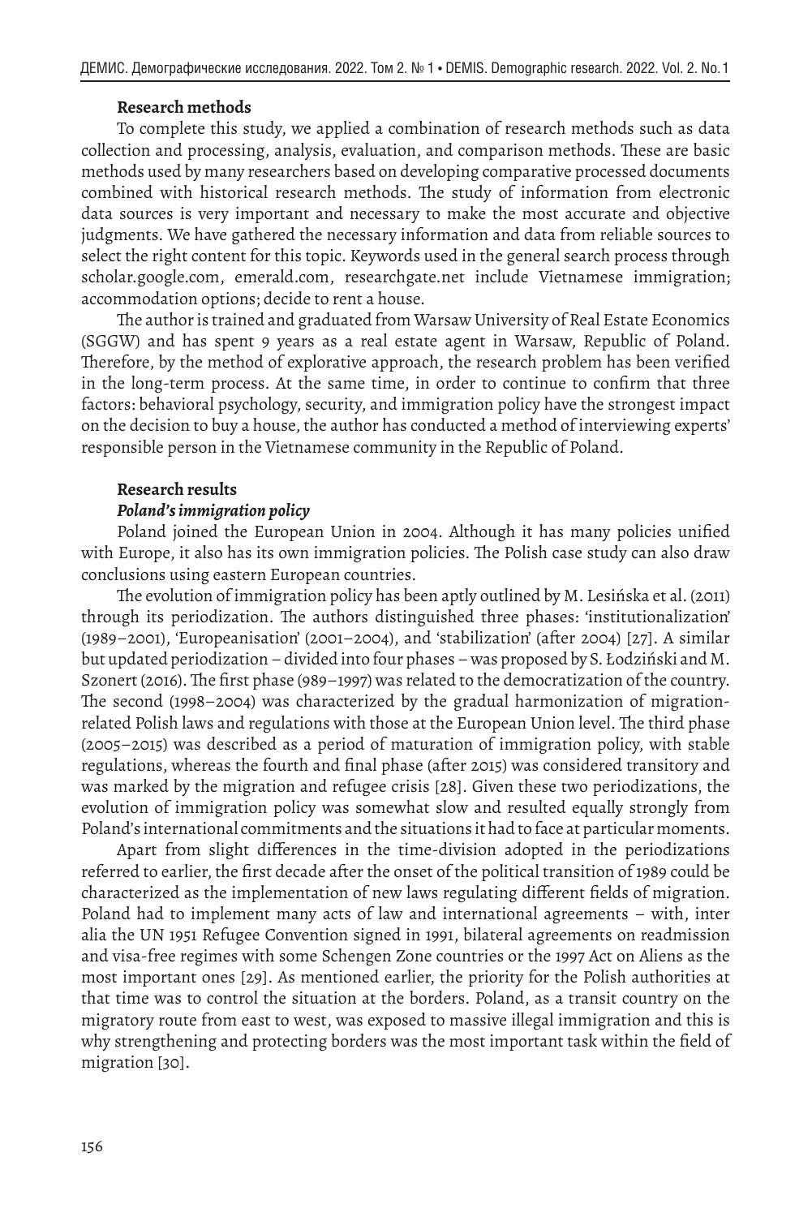**Research methods**

To complete this study, we applied a combination of research methods such as data collection and processing, analysis, evaluation, and comparison methods. These are basic methods used by many researchers based on developing comparative processed documents combined with historical research methods. The study of information from electronic data sources is very important and necessary to make the most accurate and objective judgments. We have gathered the necessary information and data from reliable sources to select the right content for this topic. Keywords used in the general search process through scholar.google.com, emerald.com, researchgate.net include Vietnamese immigration; accommodation options; decide to rent a house.

The author is trained and graduated from Warsaw University of Real Estate Economics (SGGW) and has spent 9 years as a real estate agent in Warsaw, Republic of Poland. Therefore, by the method of explorative approach, the research problem has been verified in the long-term process. At the same time, in order to continue to confirm that three factors: behavioral psychology, security, and immigration policy have the strongest impact on the decision to buy a house, the author has conducted a method of interviewing experts' responsible person in the Vietnamese community in the Republic of Poland.

**Research results**

***Poland's immigration policy***

Poland joined the European Union in 2004. Although it has many policies unified with Europe, it also has its own immigration policies. The Polish case study can also draw conclusions using eastern European countries.

The evolution of immigration policy has been aptly outlined by M. Lesińska et al. (2011) through its periodization. The authors distinguished three phases: 'institutionalization' (1989–2001), 'Europeanisation' (2001–2004), and 'stabilization' (after 2004) [27]. A similar but updated periodization – divided into four phases – was proposed by S. Łodziński and M. Szonert (2016). The first phase (989–1997) was related to the democratization of the country. The second (1998–2004) was characterized by the gradual harmonization of migration-related Polish laws and regulations with those at the European Union level. The third phase (2005–2015) was described as a period of maturation of immigration policy, with stable regulations, whereas the fourth and final phase (after 2015) was considered transitory and was marked by the migration and refugee crisis [28]. Given these two periodizations, the evolution of immigration policy was somewhat slow and resulted equally strongly from Poland's international commitments and the situations it had to face at particular moments.

Apart from slight differences in the time-division adopted in the periodizations referred to earlier, the first decade after the onset of the political transition of 1989 could be characterized as the implementation of new laws regulating different fields of migration. Poland had to implement many acts of law and international agreements – with, inter alia the UN 1951 Refugee Convention signed in 1991, bilateral agreements on readmission and visa-free regimes with some Schengen Zone countries or the 1997 Act on Aliens as the most important ones [29]. As mentioned earlier, the priority for the Polish authorities at that time was to control the situation at the borders. Poland, as a transit country on the migratory route from east to west, was exposed to massive illegal immigration and this is why strengthening and protecting borders was the most important task within the field of migration [30].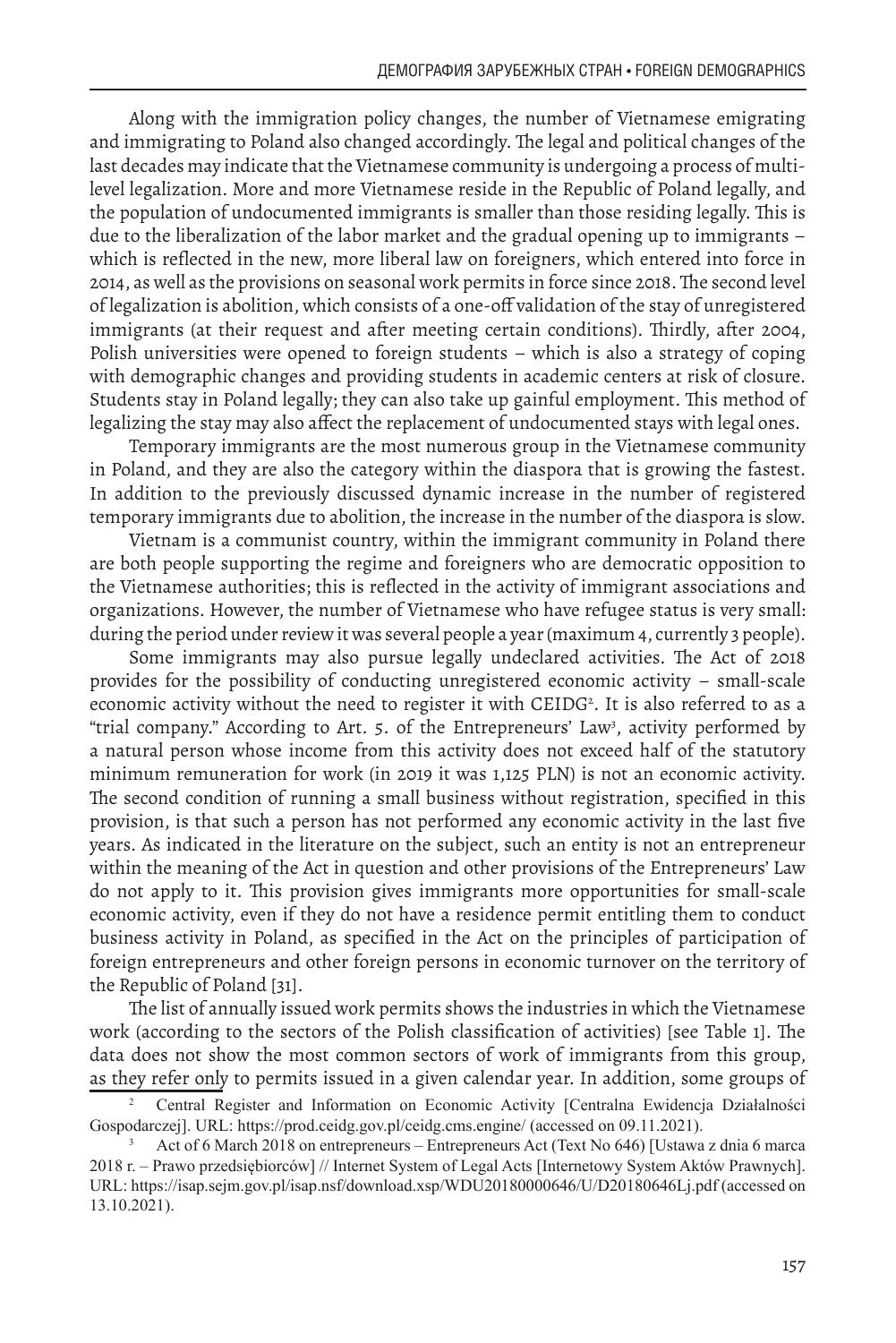Along with the immigration policy changes, the number of Vietnamese emigrating and immigrating to Poland also changed accordingly. The legal and political changes of the last decades may indicate that the Vietnamese community is undergoing a process of multi-level legalization. More and more Vietnamese reside in the Republic of Poland legally, and the population of undocumented immigrants is smaller than those residing legally. This is due to the liberalization of the labor market and the gradual opening up to immigrants – which is reflected in the new, more liberal law on foreigners, which entered into force in 2014, as well as the provisions on seasonal work permits in force since 2018. The second level of legalization is abolition, which consists of a one-off validation of the stay of unregistered immigrants (at their request and after meeting certain conditions). Thirdly, after 2004, Polish universities were opened to foreign students – which is also a strategy of coping with demographic changes and providing students in academic centers at risk of closure. Students stay in Poland legally; they can also take up gainful employment. This method of legalizing the stay may also affect the replacement of undocumented stays with legal ones.

Temporary immigrants are the most numerous group in the Vietnamese community in Poland, and they are also the category within the diaspora that is growing the fastest. In addition to the previously discussed dynamic increase in the number of registered temporary immigrants due to abolition, the increase in the number of the diaspora is slow.

Vietnam is a communist country, within the immigrant community in Poland there are both people supporting the regime and foreigners who are democratic opposition to the Vietnamese authorities; this is reflected in the activity of immigrant associations and organizations. However, the number of Vietnamese who have refugee status is very small: during the period under review it was several people a year (maximum 4, currently 3 people).

Some immigrants may also pursue legally undeclared activities. The Act of 2018 provides for the possibility of conducting unregistered economic activity – small-scale economic activity without the need to register it with CEIDG[2]. It is also referred to as a "trial company." According to Art. 5. of the Entrepreneurs' Law[3], activity performed by a natural person whose income from this activity does not exceed half of the statutory minimum remuneration for work (in 2019 it was 1,125 PLN) is not an economic activity. The second condition of running a small business without registration, specified in this provision, is that such a person has not performed any economic activity in the last five years. As indicated in the literature on the subject, such an entity is not an entrepreneur within the meaning of the Act in question and other provisions of the Entrepreneurs' Law do not apply to it. This provision gives immigrants more opportunities for small-scale economic activity, even if they do not have a residence permit entitling them to conduct business activity in Poland, as specified in the Act on the principles of participation of foreign entrepreneurs and other foreign persons in economic turnover on the territory of the Republic of Poland [31].

The list of annually issued work permits shows the industries in which the Vietnamese work (according to the sectors of the Polish classification of activities) [see Table 1]. The data does not show the most common sectors of work of immigrants from this group, as they refer only to permits issued in a given calendar year. In addition, some groups of

[2] Central Register and Information on Economic Activity [Centralna Ewidencja Działalności Gospodarczej]. URL: https://prod.ceidg.gov.pl/ceidg.cms.engine/ (accessed on 09.11.2021).

[3] Act of 6 March 2018 on entrepreneurs – Entrepreneurs Act (Text No 646) [Ustawa z dnia 6 marca 2018 r. – Prawo przedsiębiorców] // Internet System of Legal Acts [Internetowy System Aktów Prawnych]. URL: https://isap.sejm.gov.pl/isap.nsf/download.xsp/WDU20180000646/U/D20180646Lj.pdf (accessed on 13.10.2021).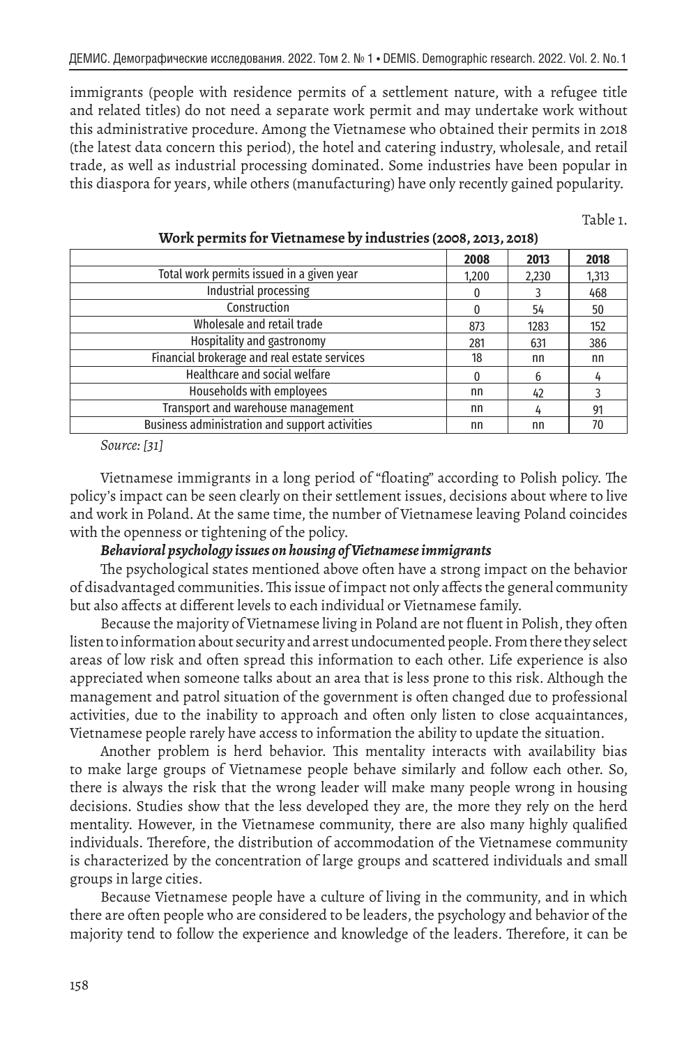immigrants (people with residence permits of a settlement nature, with a refugee title and related titles) do not need a separate work permit and may undertake work without this administrative procedure. Among the Vietnamese who obtained their permits in 2018 (the latest data concern this period), the hotel and catering industry, wholesale, and retail trade, as well as industrial processing dominated. Some industries have been popular in this diaspora for years, while others (manufacturing) have only recently gained popularity.

Table 1.

**Work permits for Vietnamese by industries (2008, 2013, 2018)**

| | 2008 | 2013 | 2018 |
|---|---|---|---|
| Total work permits issued in a given year | 1,200 | 2,230 | 1,313 |
| Industrial processing | 0 | 3 | 468 |
| Construction | 0 | 54 | 50 |
| Wholesale and retail trade | 873 | 1283 | 152 |
| Hospitality and gastronomy | 281 | 631 | 386 |
| Financial brokerage and real estate services | 18 | nn | nn |
| Healthcare and social welfare | 0 | 6 | 4 |
| Households with employees | nn | 42 | 3 |
| Transport and warehouse management | nn | 4 | 91 |
| Business administration and support activities | nn | nn | 70 |

*Source: [31]*

Vietnamese immigrants in a long period of "floating" according to Polish policy. The policy's impact can be seen clearly on their settlement issues, decisions about where to live and work in Poland. At the same time, the number of Vietnamese leaving Poland coincides with the openness or tightening of the policy.

***Behavioral psychology issues on housing of Vietnamese immigrants***

The psychological states mentioned above often have a strong impact on the behavior of disadvantaged communities. This issue of impact not only affects the general community but also affects at different levels to each individual or Vietnamese family.

Because the majority of Vietnamese living in Poland are not fluent in Polish, they often listen to information about security and arrest undocumented people. From there they select areas of low risk and often spread this information to each other. Life experience is also appreciated when someone talks about an area that is less prone to this risk. Although the management and patrol situation of the government is often changed due to professional activities, due to the inability to approach and often only listen to close acquaintances, Vietnamese people rarely have access to information the ability to update the situation.

Another problem is herd behavior. This mentality interacts with availability bias to make large groups of Vietnamese people behave similarly and follow each other. So, there is always the risk that the wrong leader will make many people wrong in housing decisions. Studies show that the less developed they are, the more they rely on the herd mentality. However, in the Vietnamese community, there are also many highly qualified individuals. Therefore, the distribution of accommodation of the Vietnamese community is characterized by the concentration of large groups and scattered individuals and small groups in large cities.

Because Vietnamese people have a culture of living in the community, and in which there are often people who are considered to be leaders, the psychology and behavior of the majority tend to follow the experience and knowledge of the leaders. Therefore, it can be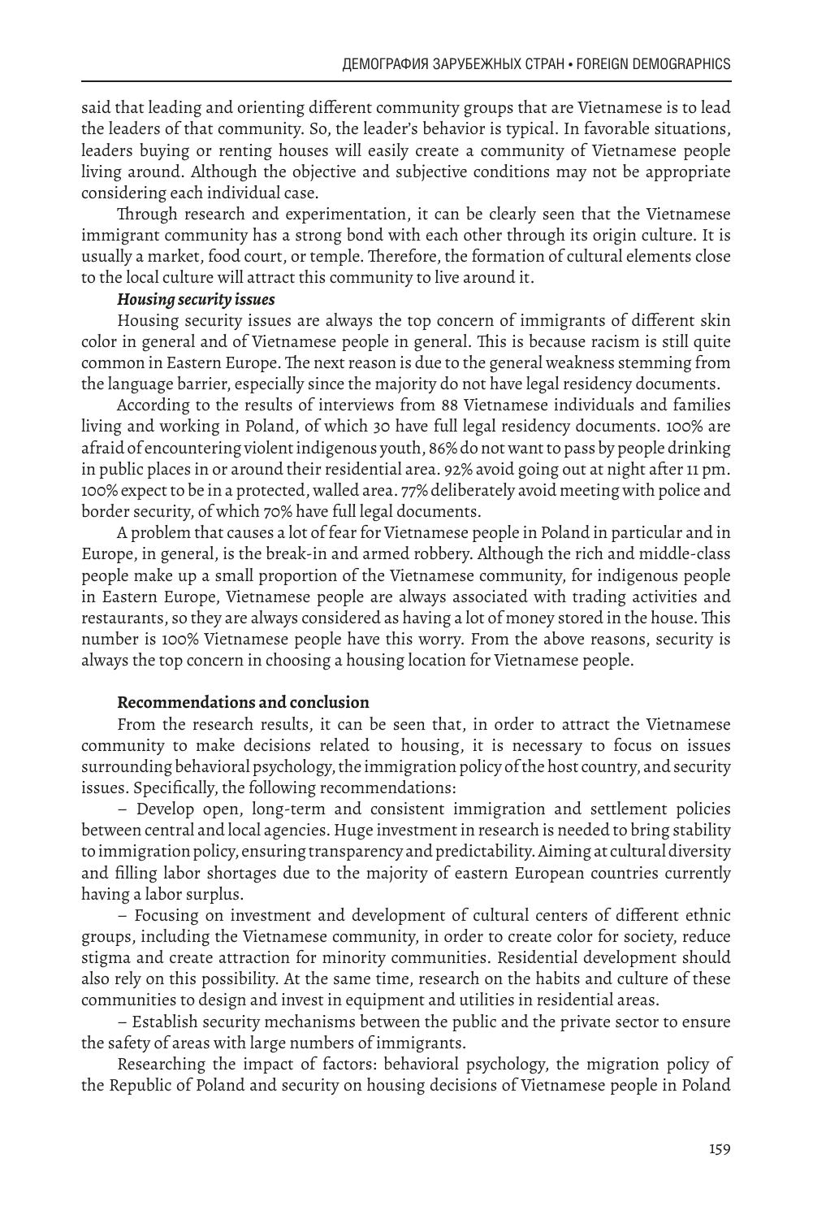said that leading and orienting different community groups that are Vietnamese is to lead the leaders of that community. So, the leader's behavior is typical. In favorable situations, leaders buying or renting houses will easily create a community of Vietnamese people living around. Although the objective and subjective conditions may not be appropriate considering each individual case.

Through research and experimentation, it can be clearly seen that the Vietnamese immigrant community has a strong bond with each other through its origin culture. It is usually a market, food court, or temple. Therefore, the formation of cultural elements close to the local culture will attract this community to live around it.

***Housing security issues***

Housing security issues are always the top concern of immigrants of different skin color in general and of Vietnamese people in general. This is because racism is still quite common in Eastern Europe. The next reason is due to the general weakness stemming from the language barrier, especially since the majority do not have legal residency documents.

According to the results of interviews from 88 Vietnamese individuals and families living and working in Poland, of which 30 have full legal residency documents. 100% are afraid of encountering violent indigenous youth, 86% do not want to pass by people drinking in public places in or around their residential area. 92% avoid going out at night after 11 pm. 100% expect to be in a protected, walled area. 77% deliberately avoid meeting with police and border security, of which 70% have full legal documents.

A problem that causes a lot of fear for Vietnamese people in Poland in particular and in Europe, in general, is the break-in and armed robbery. Although the rich and middle-class people make up a small proportion of the Vietnamese community, for indigenous people in Eastern Europe, Vietnamese people are always associated with trading activities and restaurants, so they are always considered as having a lot of money stored in the house. This number is 100% Vietnamese people have this worry. From the above reasons, security is always the top concern in choosing a housing location for Vietnamese people.

**Recommendations and conclusion**

From the research results, it can be seen that, in order to attract the Vietnamese community to make decisions related to housing, it is necessary to focus on issues surrounding behavioral psychology, the immigration policy of the host country, and security issues. Specifically, the following recommendations:

– Develop open, long-term and consistent immigration and settlement policies between central and local agencies. Huge investment in research is needed to bring stability to immigration policy, ensuring transparency and predictability. Aiming at cultural diversity and filling labor shortages due to the majority of eastern European countries currently having a labor surplus.

– Focusing on investment and development of cultural centers of different ethnic groups, including the Vietnamese community, in order to create color for society, reduce stigma and create attraction for minority communities. Residential development should also rely on this possibility. At the same time, research on the habits and culture of these communities to design and invest in equipment and utilities in residential areas.

– Establish security mechanisms between the public and the private sector to ensure the safety of areas with large numbers of immigrants.

Researching the impact of factors: behavioral psychology, the migration policy of the Republic of Poland and security on housing decisions of Vietnamese people in Poland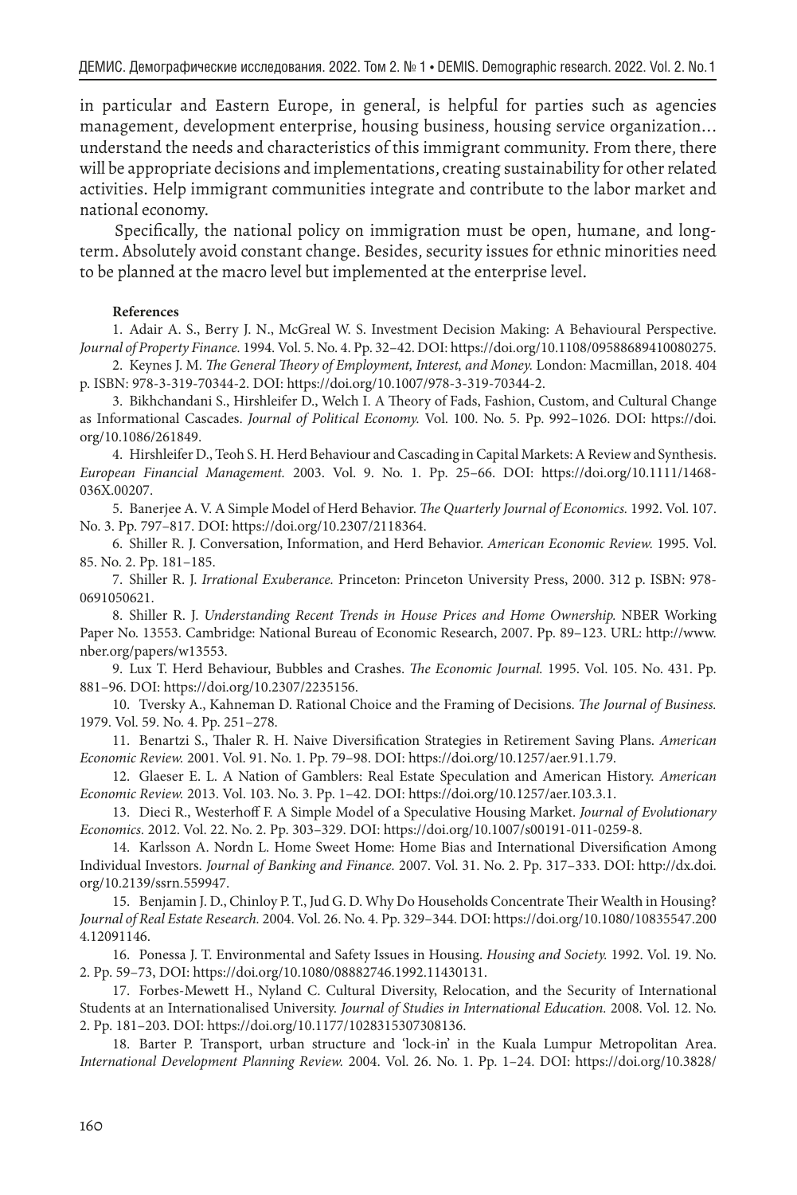in particular and Eastern Europe, in general, is helpful for parties such as agencies management, development enterprise, housing business, housing service organization… understand the needs and characteristics of this immigrant community. From there, there will be appropriate decisions and implementations, creating sustainability for other related activities. Help immigrant communities integrate and contribute to the labor market and national economy.

Specifically, the national policy on immigration must be open, humane, and long-term. Absolutely avoid constant change. Besides, security issues for ethnic minorities need to be planned at the macro level but implemented at the enterprise level.

**References**

1. Adair A. S., Berry J. N., McGreal W. S. Investment Decision Making: A Behavioural Perspective. *Journal of Property Finance.* 1994. Vol. 5. No. 4. Pp. 32–42. DOI: https://doi.org/10.1108/09588689410080275.

2. Keynes J. M. *The General Theory of Employment, Interest, and Money.* London: Macmillan, 2018. 404 p. ISBN: 978-3-319-70344-2. DOI: https://doi.org/10.1007/978-3-319-70344-2.

3. Bikhchandani S., Hirshleifer D., Welch I. A Theory of Fads, Fashion, Custom, and Cultural Change as Informational Cascades. *Journal of Political Economy.* Vol. 100. No. 5. Pp. 992–1026. DOI: https://doi.org/10.1086/261849.

4. Hirshleifer D., Teoh S. H. Herd Behaviour and Cascading in Capital Markets: A Review and Synthesis. *European Financial Management.* 2003. Vol. 9. No. 1. Pp. 25–66. DOI: https://doi.org/10.1111/1468-036X.00207.

5. Banerjee A. V. A Simple Model of Herd Behavior. *The Quarterly Journal of Economics.* 1992. Vol. 107. No. 3. Pp. 797–817. DOI: https://doi.org/10.2307/2118364.

6. Shiller R. J. Conversation, Information, and Herd Behavior. *American Economic Review.* 1995. Vol. 85. No. 2. Pp. 181–185.

7. Shiller R. J. *Irrational Exuberance.* Princeton: Princeton University Press, 2000. 312 p. ISBN: 978-0691050621.

8. Shiller R. J. *Understanding Recent Trends in House Prices and Home Ownership.* NBER Working Paper No. 13553. Cambridge: National Bureau of Economic Research, 2007. Pp. 89–123. URL: http://www.nber.org/papers/w13553.

9. Lux T. Herd Behaviour, Bubbles and Crashes. *The Economic Journal.* 1995. Vol. 105. No. 431. Pp. 881–96. DOI: https://doi.org/10.2307/2235156.

10. Tversky A., Kahneman D. Rational Choice and the Framing of Decisions. *The Journal of Business.* 1979. Vol. 59. No. 4. Pp. 251–278.

11. Benartzi S., Thaler R. H. Naive Diversification Strategies in Retirement Saving Plans. *American Economic Review.* 2001. Vol. 91. No. 1. Pp. 79–98. DOI: https://doi.org/10.1257/aer.91.1.79.

12. Glaeser E. L. A Nation of Gamblers: Real Estate Speculation and American History. *American Economic Review.* 2013. Vol. 103. No. 3. Pp. 1–42. DOI: https://doi.org/10.1257/aer.103.3.1.

13. Dieci R., Westerhoff F. A Simple Model of a Speculative Housing Market. *Journal of Evolutionary Economics.* 2012. Vol. 22. No. 2. Pp. 303–329. DOI: https://doi.org/10.1007/s00191-011-0259-8.

14. Karlsson A. Nordn L. Home Sweet Home: Home Bias and International Diversification Among Individual Investors. *Journal of Banking and Finance.* 2007. Vol. 31. No. 2. Pp. 317–333. DOI: http://dx.doi.org/10.2139/ssrn.559947.

15. Benjamin J. D., Chinloy P. T., Jud G. D. Why Do Households Concentrate Their Wealth in Housing? *Journal of Real Estate Research.* 2004. Vol. 26. No. 4. Pp. 329–344. DOI: https://doi.org/10.1080/10835547.2004.12091146.

16. Ponessa J. T. Environmental and Safety Issues in Housing. *Housing and Society.* 1992. Vol. 19. No. 2. Pp. 59–73, DOI: https://doi.org/10.1080/08882746.1992.11430131.

17. Forbes-Mewett H., Nyland C. Cultural Diversity, Relocation, and the Security of International Students at an Internationalised University. *Journal of Studies in International Education.* 2008. Vol. 12. No. 2. Pp. 181–203. DOI: https://doi.org/10.1177/1028315307308136.

18. Barter P. Transport, urban structure and 'lock-in' in the Kuala Lumpur Metropolitan Area. *International Development Planning Review.* 2004. Vol. 26. No. 1. Pp. 1–24. DOI: https://doi.org/10.3828/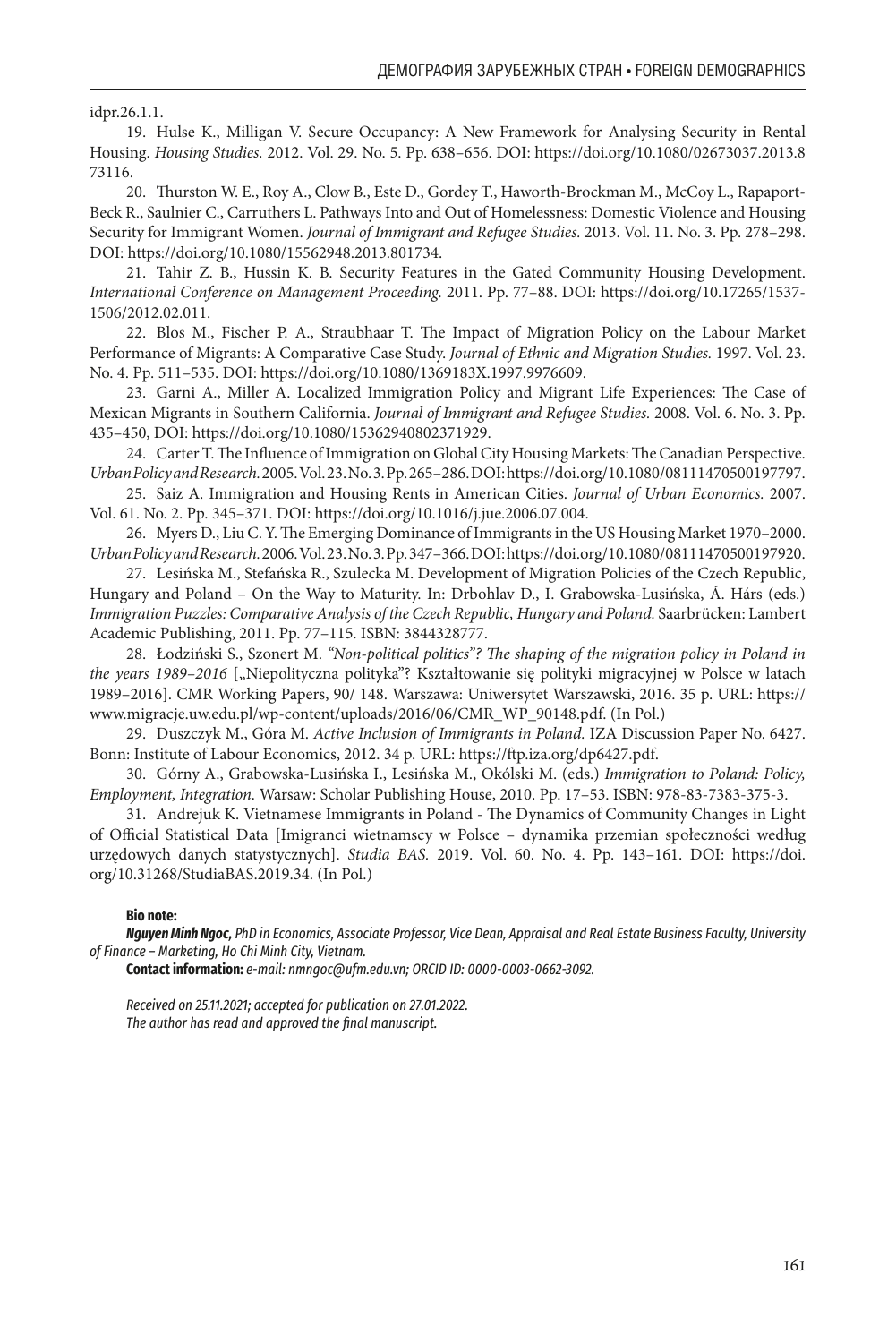idpr.26.1.1.

19. Hulse K., Milligan V. Secure Occupancy: A New Framework for Analysing Security in Rental Housing. *Housing Studies.* 2012. Vol. 29. No. 5. Pp. 638–656. DOI: https://doi.org/10.1080/02673037.2013.873116.

20. Thurston W. E., Roy A., Clow B., Este D., Gordey T., Haworth-Brockman M., McCoy L., Rapaport-Beck R., Saulnier C., Carruthers L. Pathways Into and Out of Homelessness: Domestic Violence and Housing Security for Immigrant Women. *Journal of Immigrant and Refugee Studies.* 2013. Vol. 11. No. 3. Pp. 278–298. DOI: https://doi.org/10.1080/15562948.2013.801734.

21. Tahir Z. B., Hussin K. B. Security Features in the Gated Community Housing Development. *International Conference on Management Proceeding.* 2011. Pp. 77–88. DOI: https://doi.org/10.17265/1537-1506/2012.02.011.

22. Blos M., Fischer P. A., Straubhaar T. The Impact of Migration Policy on the Labour Market Performance of Migrants: A Comparative Case Study. *Journal of Ethnic and Migration Studies.* 1997. Vol. 23. No. 4. Pp. 511–535. DOI: https://doi.org/10.1080/1369183X.1997.9976609.

23. Garni A., Miller A. Localized Immigration Policy and Migrant Life Experiences: The Case of Mexican Migrants in Southern California. *Journal of Immigrant and Refugee Studies.* 2008. Vol. 6. No. 3. Pp. 435–450, DOI: https://doi.org/10.1080/15362940802371929.

24. Carter T. The Influence of Immigration on Global City Housing Markets: The Canadian Perspective. *Urban Policy and Research.* 2005. Vol. 23. No. 3. Pp. 265–286. DOI: https://doi.org/10.1080/08111470500197797.

25. Saiz A. Immigration and Housing Rents in American Cities. *Journal of Urban Economics.* 2007. Vol. 61. No. 2. Pp. 345–371. DOI: https://doi.org/10.1016/j.jue.2006.07.004.

26. Myers D., Liu C. Y. The Emerging Dominance of Immigrants in the US Housing Market 1970–2000. *Urban Policy and Research.* 2006. Vol. 23. No. 3. Pp. 347–366. DOI: https://doi.org/10.1080/08111470500197920.

27. Lesińska M., Stefańska R., Szulecka M. Development of Migration Policies of the Czech Republic, Hungary and Poland – On the Way to Maturity. In: Drbohlav D., I. Grabowska-Lusińska, Á. Hárs (eds.) *Immigration Puzzles: Comparative Analysis of the Czech Republic, Hungary and Poland.* Saarbrücken: Lambert Academic Publishing, 2011. Pp. 77–115. ISBN: 3844328777.

28. Łodziński S., Szonert M. *"Non-political politics"? The shaping of the migration policy in Poland in the years 1989–2016* [„Niepolityczna polityka"? Kształtowanie się polityki migracyjnej w Polsce w latach 1989–2016]. CMR Working Papers, 90/ 148. Warszawa: Uniwersytet Warszawski, 2016. 35 p. URL: https://www.migracje.uw.edu.pl/wp-content/uploads/2016/06/CMR_WP_90148.pdf. (In Pol.)

29. Duszczyk M., Góra M. *Active Inclusion of Immigrants in Poland.* IZA Discussion Paper No. 6427. Bonn: Institute of Labour Economics, 2012. 34 p. URL: https://ftp.iza.org/dp6427.pdf.

30. Górny A., Grabowska-Lusińska I., Lesińska M., Okólski M. (eds.) *Immigration to Poland: Policy, Employment, Integration.* Warsaw: Scholar Publishing House, 2010. Pp. 17–53. ISBN: 978-83-7383-375-3.

31. Andrejuk K. Vietnamese Immigrants in Poland - The Dynamics of Community Changes in Light of Official Statistical Data [Imigranci wietnamscy w Polsce – dynamika przemian społeczności według urzędowych danych statystycznych]. *Studia BAS.* 2019. Vol. 60. No. 4. Pp. 143–161. DOI: https://doi.org/10.31268/StudiaBAS.2019.34. (In Pol.)

**Bio note:**

***Nguyen Minh Ngoc,*** *PhD in Economics, Associate Professor, Vice Dean, Appraisal and Real Estate Business Faculty, University of Finance – Marketing, Ho Chi Minh City, Vietnam.*

**Contact information:** *e-mail: nmngoc@ufm.edu.vn; ORCID ID: 0000-0003-0662-3092.*

*Received on 25.11.2021; accepted for publication on 27.01.2022.*
*The author has read and approved the final manuscript.*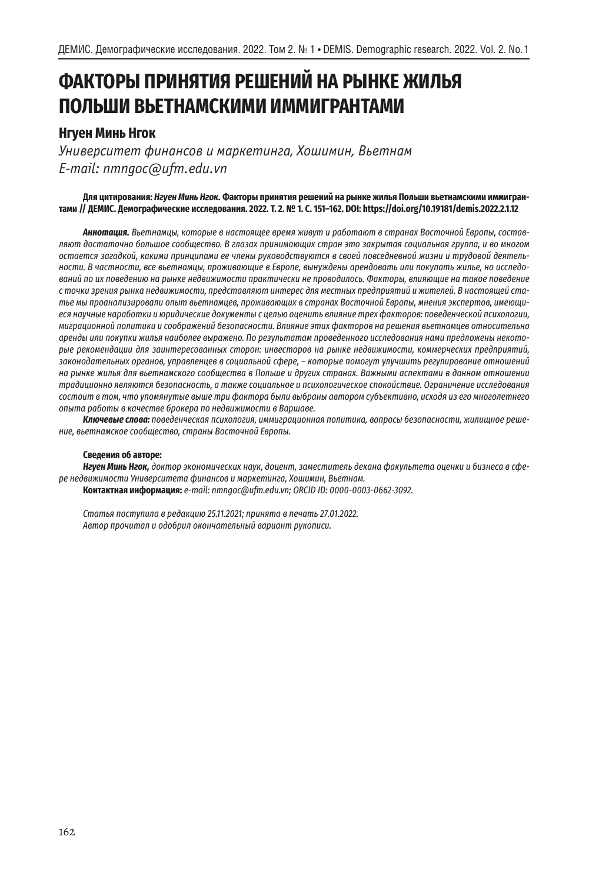# ФАКТОРЫ ПРИНЯТИЯ РЕШЕНИЙ НА РЫНКЕ ЖИЛЬЯ ПОЛЬШИ ВЬЕТНАМСКИМИ ИММИГРАНТАМИ

## Нгуен Минь Нгок

*Университет финансов и маркетинга, Хошимин, Вьетнам*
*E-mail: nmngoc@ufm.edu.vn*

**Для цитирования: *Нгуен Минь Нгок.* Факторы принятия решений на рынке жилья Польши вьетнамскими иммигрантами // ДЕМИС. Демографические исследования. 2022. Т. 2. № 1. С. 151–162. DOI: https://doi.org/10.19181/demis.2022.2.1.12**

***Аннотация.*** *Вьетнамцы, которые в настоящее время живут и работают в странах Восточной Европы, составляют достаточно большое сообщество. В глазах принимающих стран это закрытая социальная группа, и во многом остается загадкой, какими принципами ее члены руководствуются в своей повседневной жизни и трудовой деятельности. В частности, все вьетнамцы, проживающие в Европе, вынуждены арендовать или покупать жилье, но исследований по их поведению на рынке недвижимости практически не проводилось. Факторы, влияющие на такое поведение с точки зрения рынка недвижимости, представляют интерес для местных предприятий и жителей. В настоящей статье мы проанализировали опыт вьетнамцев, проживающих в странах Восточной Европы, мнения экспертов, имеющиеся научные наработки и юридические документы с целью оценить влияние трех факторов: поведенческой психологии, миграционной политики и соображений безопасности. Влияние этих факторов на решения вьетнамцев относительно аренды или покупки жилья наиболее выражено. По результатам проведенного исследования нами предложены некоторые рекомендации для заинтересованных сторон: инвесторов на рынке недвижимости, коммерческих предприятий, законодательных органов, управленцев в социальной сфере, – которые помогут улучшить регулирование отношений на рынке жилья для вьетнамского сообщества в Польше и других странах. Важными аспектами в данном отношении традиционно являются безопасность, а также социальное и психологическое спокойствие. Ограничение исследования состоит в том, что упомянутые выше три фактора были выбраны автором субъективно, исходя из его многолетнего опыта работы в качестве брокера по недвижимости в Варшаве.*

***Ключевые слова:*** *поведенческая психология, иммиграционная политика, вопросы безопасности, жилищное решение, вьетнамское сообщество, страны Восточной Европы.*

**Сведения об авторе:**

***Нгуен Минь Нгок,*** *доктор экономических наук, доцент, заместитель декана факультета оценки и бизнеса в сфере недвижимости Университета финансов и маркетинга, Хошимин, Вьетнам.*

**Контактная информация:** *e-mail: nmngoc@ufm.edu.vn; ORCID ID: 0000-0003-0662-3092.*

*Статья поступила в редакцию 25.11.2021; принята в печать 27.01.2022.*
*Автор прочитал и одобрил окончательный вариант рукописи.*